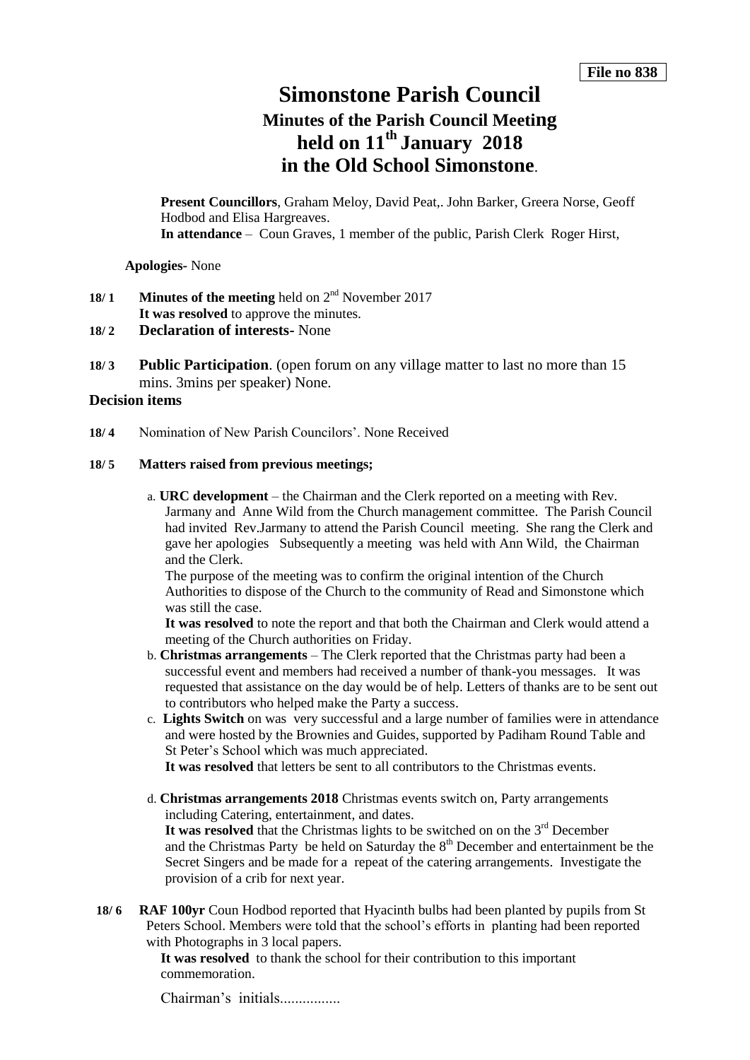**File no 838**

# Simonstone Parish Council

## Minutes of the Parish Council Meeting held on 11th January 2018 in the Old School Simonstone.

**Present Councillors**, Graham Meloy, David Peat,. John Barker, Greera Norse, Geoff Hodbod and Elisa Hargreaves.
**In attendance** – Coun Graves, 1 member of the public, Parish Clerk Roger Hirst,

**Apologies-** None

**18/ 1** **Minutes of the meeting** held on 2nd November 2017
**It was resolved** to approve the minutes.

**18/ 2** **Declaration of interests-** None

**18/ 3** **Public Participation**. (open forum on any village matter to last no more than 15 mins. 3mins per speaker) None.

### Decision items

**18/ 4** Nomination of New Parish Councilors'. None Received

**18/ 5** **Matters raised from previous meetings;**

a. **URC development** – the Chairman and the Clerk reported on a meeting with Rev. Jarmany and Anne Wild from the Church management committee. The Parish Council had invited Rev.Jarmany to attend the Parish Council meeting. She rang the Clerk and gave her apologies Subsequently a meeting was held with Ann Wild, the Chairman and the Clerk.
The purpose of the meeting was to confirm the original intention of the Church Authorities to dispose of the Church to the community of Read and Simonstone which was still the case.
**It was resolved** to note the report and that both the Chairman and Clerk would attend a meeting of the Church authorities on Friday.

b. **Christmas arrangements** – The Clerk reported that the Christmas party had been a successful event and members had received a number of thank-you messages. It was requested that assistance on the day would be of help. Letters of thanks are to be sent out to contributors who helped make the Party a success.

c. **Lights Switch** on was very successful and a large number of families were in attendance and were hosted by the Brownies and Guides, supported by Padiham Round Table and St Peter's School which was much appreciated.
**It was resolved** that letters be sent to all contributors to the Christmas events.

d. **Christmas arrangements 2018** Christmas events switch on, Party arrangements including Catering, entertainment, and dates.
**It was resolved** that the Christmas lights to be switched on on the 3rd December and the Christmas Party be held on Saturday the 8th December and entertainment be the Secret Singers and be made for a repeat of the catering arrangements. Investigate the provision of a crib for next year.

**18/ 6** **RAF 100yr** Coun Hodbod reported that Hyacinth bulbs had been planted by pupils from St Peters School. Members were told that the school's efforts in planting had been reported with Photographs in 3 local papers.
**It was resolved** to thank the school for their contribution to this important commemoration.

Chairman's initials................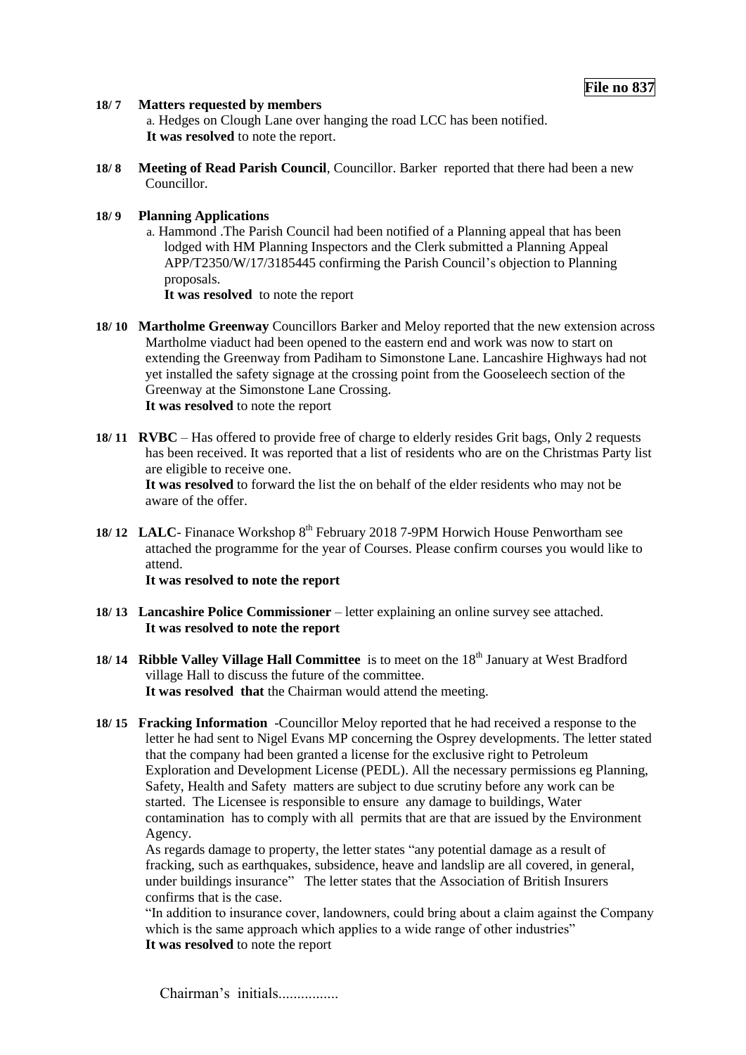**File no 837**

**18/ 7 Matters requested by members**

a. Hedges on Clough Lane over hanging the road LCC has been notified.
**It was resolved** to note the report.

**18/ 8 Meeting of Read Parish Council**, Councillor. Barker reported that there had been a new Councillor.

**18/ 9 Planning Applications**

a. Hammond .The Parish Council had been notified of a Planning appeal that has been lodged with HM Planning Inspectors and the Clerk submitted a Planning Appeal APP/T2350/W/17/3185445 confirming the Parish Council's objection to Planning proposals.
**It was resolved** to note the report

**18/ 10 Martholme Greenway** Councillors Barker and Meloy reported that the new extension across Martholme viaduct had been opened to the eastern end and work was now to start on extending the Greenway from Padiham to Simonstone Lane. Lancashire Highways had not yet installed the safety signage at the crossing point from the Gooseleech section of the Greenway at the Simonstone Lane Crossing.
**It was resolved** to note the report

**18/ 11 RVBC** – Has offered to provide free of charge to elderly resides Grit bags, Only 2 requests has been received. It was reported that a list of residents who are on the Christmas Party list are eligible to receive one.
**It was resolved** to forward the list the on behalf of the elder residents who may not be aware of the offer.

**18/ 12 LALC**- Finanace Workshop 8th February 2018 7-9PM Horwich House Penwortham see attached the programme for the year of Courses. Please confirm courses you would like to attend.
**It was resolved to note the report**

**18/ 13 Lancashire Police Commissioner** – letter explaining an online survey see attached.
**It was resolved to note the report**

**18/ 14 Ribble Valley Village Hall Committee** is to meet on the 18th January at West Bradford village Hall to discuss the future of the committee.
**It was resolved that** the Chairman would attend the meeting.

**18/ 15 Fracking Information** -Councillor Meloy reported that he had received a response to the letter he had sent to Nigel Evans MP concerning the Osprey developments. The letter stated that the company had been granted a license for the exclusive right to Petroleum Exploration and Development License (PEDL). All the necessary permissions eg Planning, Safety, Health and Safety matters are subject to due scrutiny before any work can be started. The Licensee is responsible to ensure any damage to buildings, Water contamination has to comply with all permits that are that are issued by the Environment Agency.

As regards damage to property, the letter states "any potential damage as a result of fracking, such as earthquakes, subsidence, heave and landslip are all covered, in general, under buildings insurance" The letter states that the Association of British Insurers confirms that is the case.

"In addition to insurance cover, landowners, could bring about a claim against the Company which is the same approach which applies to a wide range of other industries"
**It was resolved** to note the report

Chairman's initials................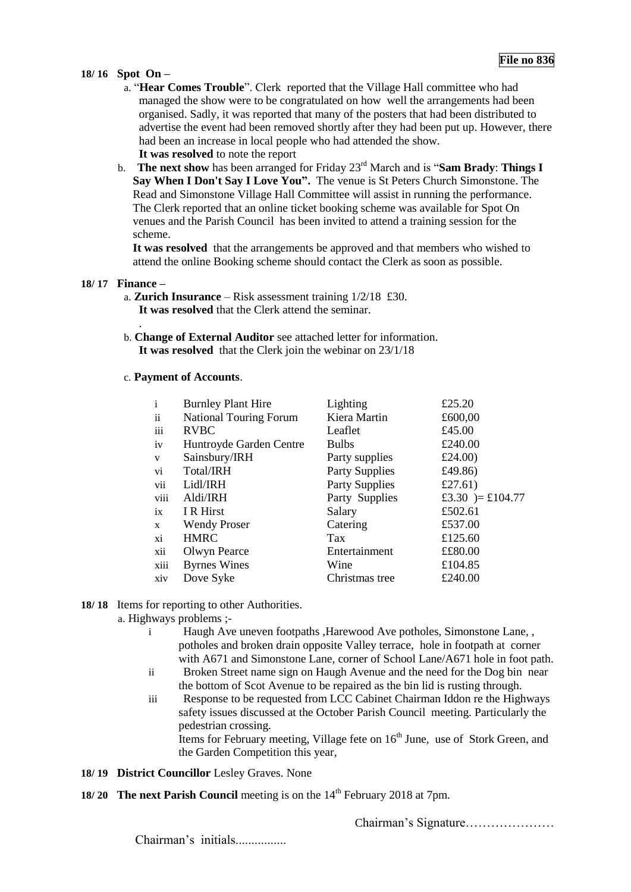**File no 836**

**18/ 16 Spot On –**

a. "**Hear Comes Trouble**". Clerk reported that the Village Hall committee who had managed the show were to be congratulated on how well the arrangements had been organised. Sadly, it was reported that many of the posters that had been distributed to advertise the event had been removed shortly after they had been put up. However, there had been an increase in local people who had attended the show.
**It was resolved** to note the report

b. **The next show** has been arranged for Friday 23rd March and is "**Sam Brady**: **Things I Say When I Don't Say I Love You".** The venue is St Peters Church Simonstone. The Read and Simonstone Village Hall Committee will assist in running the performance. The Clerk reported that an online ticket booking scheme was available for Spot On venues and the Parish Council has been invited to attend a training session for the scheme.
**It was resolved** that the arrangements be approved and that members who wished to attend the online Booking scheme should contact the Clerk as soon as possible.

**18/ 17 Finance –**

a. **Zurich Insurance** – Risk assessment training 1/2/18 £30.
**It was resolved** that the Clerk attend the seminar.
.

b. **Change of External Auditor** see attached letter for information.
**It was resolved** that the Clerk join the webinar on 23/1/18

c. **Payment of Accounts**.

| | | | |
|---|---|---|---|
| i | Burnley Plant Hire | Lighting | £25.20 |
| ii | National Touring Forum | Kiera Martin | £600,00 |
| iii | RVBC | Leaflet | £45.00 |
| iv | Huntroyde Garden Centre | Bulbs | £240.00 |
| v | Sainsbury/IRH | Party supplies | £24.00) |
| vi | Total/IRH | Party Supplies | £49.86) |
| vii | Lidl/IRH | Party Supplies | £27.61) |
| viii | Aldi/IRH | Party Supplies | £3.30 )= £104.77 |
| ix | I R Hirst | Salary | £502.61 |
| x | Wendy Proser | Catering | £537.00 |
| xi | HMRC | Tax | £125.60 |
| xii | Olwyn Pearce | Entertainment | ££80.00 |
| xiii | Byrnes Wines | Wine | £104.85 |
| xiv | Dove Syke | Christmas tree | £240.00 |

**18/ 18** Items for reporting to other Authorities.

a. Highways problems ;-

i Haugh Ave uneven footpaths ,Harewood Ave potholes, Simonstone Lane, , potholes and broken drain opposite Valley terrace, hole in footpath at corner with A671 and Simonstone Lane, corner of School Lane/A671 hole in foot path.

ii Broken Street name sign on Haugh Avenue and the need for the Dog bin near the bottom of Scot Avenue to be repaired as the bin lid is rusting through.

iii Response to be requested from LCC Cabinet Chairman Iddon re the Highways safety issues discussed at the October Parish Council meeting. Particularly the pedestrian crossing.
Items for February meeting, Village fete on 16th June, use of Stork Green, and the Garden Competition this year,

**18/ 19 District Councillor** Lesley Graves. None

**18/ 20 The next Parish Council** meeting is on the 14th February 2018 at 7pm.

Chairman's Signature…………………

Chairman's initials................